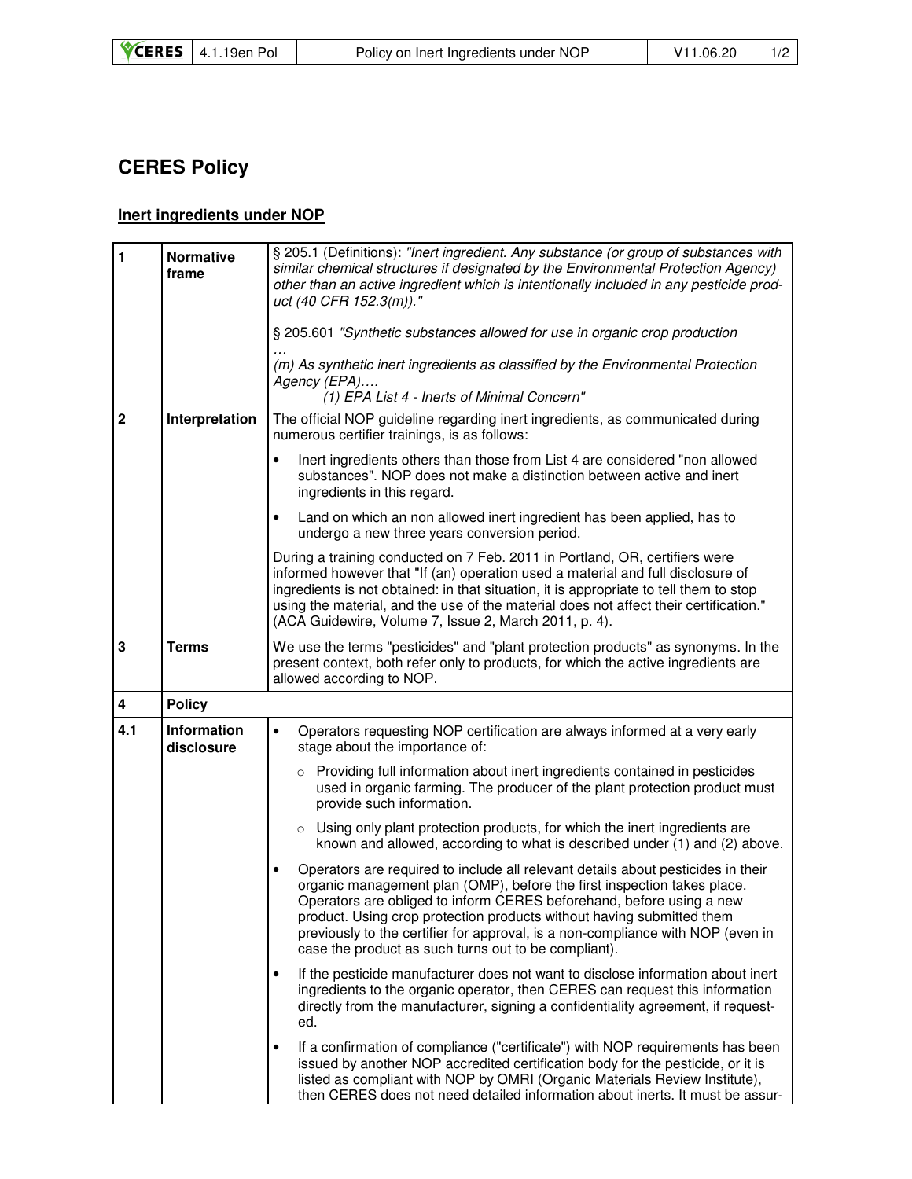# CERES Policy

## Inert ingredients under NOP

| | | |
|---|---|---|
| **1** | **Normative frame** | § 205.1 (Definitions): *"Inert ingredient. Any substance (or group of substances with similar chemical structures if designated by the Environmental Protection Agency) other than an active ingredient which is intentionally included in any pesticide product (40 CFR 152.3(m))."*<br><br>§ 205.601 *"Synthetic substances allowed for use in organic crop production*<br>*…*<br>*(m) As synthetic inert ingredients as classified by the Environmental Protection Agency (EPA)….*<br>*(1) EPA List 4 - Inerts of Minimal Concern"* |
| **2** | **Interpretation** | The official NOP guideline regarding inert ingredients, as communicated during numerous certifier trainings, is as follows:<br>• Inert ingredients others than those from List 4 are considered "non allowed substances". NOP does not make a distinction between active and inert ingredients in this regard.<br>• Land on which an non allowed inert ingredient has been applied, has to undergo a new three years conversion period.<br><br>During a training conducted on 7 Feb. 2011 in Portland, OR, certifiers were informed however that "If (an) operation used a material and full disclosure of ingredients is not obtained: in that situation, it is appropriate to tell them to stop using the material, and the use of the material does not affect their certification." (ACA Guidewire, Volume 7, Issue 2, March 2011, p. 4). |
| **3** | **Terms** | We use the terms "pesticides" and "plant protection products" as synonyms. In the present context, both refer only to products, for which the active ingredients are allowed according to NOP. |
| **4** | **Policy** | |
| **4.1** | **Information disclosure** | • Operators requesting NOP certification are always informed at a very early stage about the importance of:<br>○ Providing full information about inert ingredients contained in pesticides used in organic farming. The producer of the plant protection product must provide such information.<br>○ Using only plant protection products, for which the inert ingredients are known and allowed, according to what is described under (1) and (2) above.<br>• Operators are required to include all relevant details about pesticides in their organic management plan (OMP), before the first inspection takes place. Operators are obliged to inform CERES beforehand, before using a new product. Using crop protection products without having submitted them previously to the certifier for approval, is a non-compliance with NOP (even in case the product as such turns out to be compliant).<br>• If the pesticide manufacturer does not want to disclose information about inert ingredients to the organic operator, then CERES can request this information directly from the manufacturer, signing a confidentiality agreement, if requested.<br>• If a confirmation of compliance ("certificate") with NOP requirements has been issued by another NOP accredited certification body for the pesticide, or it is listed as compliant with NOP by OMRI (Organic Materials Review Institute), then CERES does not need detailed information about inerts. It must be assur- |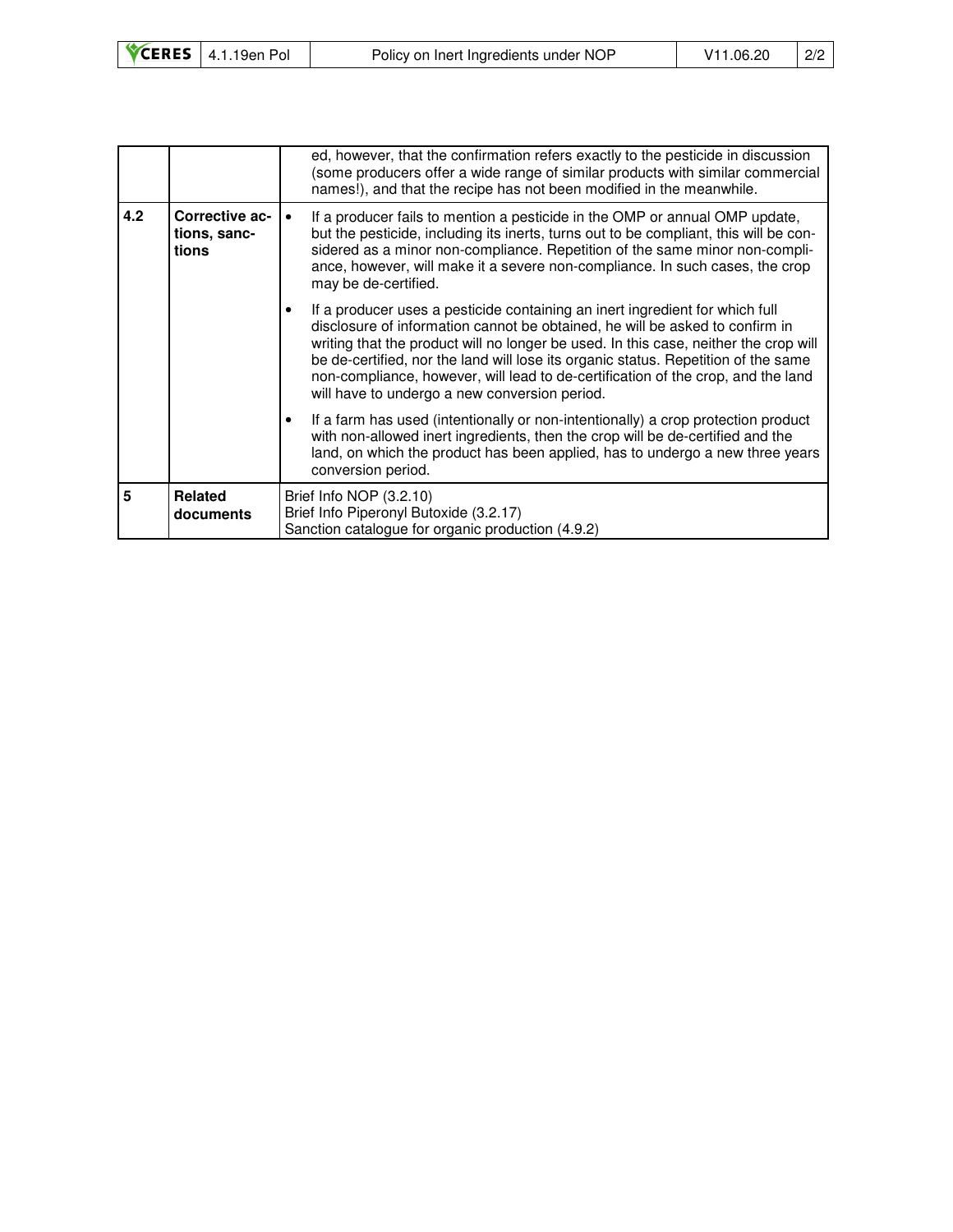| | | |
|---|---|---|
| | | ed, however, that the confirmation refers exactly to the pesticide in discussion (some producers offer a wide range of similar products with similar commercial names!), and that the recipe has not been modified in the meanwhile. |
| **4.2** | **Corrective actions, sanctions** | • If a producer fails to mention a pesticide in the OMP or annual OMP update, but the pesticide, including its inerts, turns out to be compliant, this will be considered as a minor non-compliance. Repetition of the same minor non-compliance, however, will make it a severe non-compliance. In such cases, the crop may be de-certified.<br><br>• If a producer uses a pesticide containing an inert ingredient for which full disclosure of information cannot be obtained, he will be asked to confirm in writing that the product will no longer be used. In this case, neither the crop will be de-certified, nor the land will lose its organic status. Repetition of the same non-compliance, however, will lead to de-certification of the crop, and the land will have to undergo a new conversion period.<br><br>• If a farm has used (intentionally or non-intentionally) a crop protection product with non-allowed inert ingredients, then the crop will be de-certified and the land, on which the product has been applied, has to undergo a new three years conversion period. |
| **5** | **Related documents** | Brief Info NOP (3.2.10)<br>Brief Info Piperonyl Butoxide (3.2.17)<br>Sanction catalogue for organic production (4.9.2) |